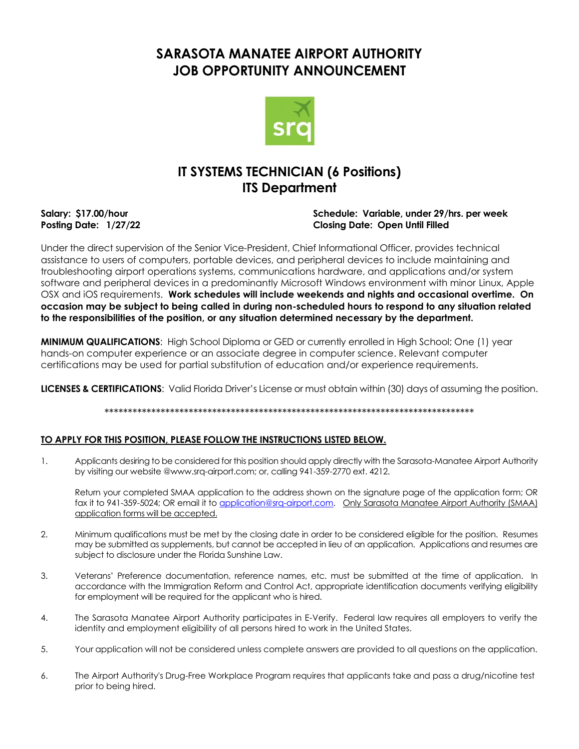# SARASOTA MANATEE AIRPORT AUTHORITY
# JOB OPPORTUNITY ANNOUNCEMENT

## IT SYSTEMS TECHNICIAN (6 Positions)
## ITS Department

**Salary: $17.00/hour**
**Posting Date: 1/27/22**

**Schedule: Variable, under 29/hrs. per week**
**Closing Date: Open Until Filled**

Under the direct supervision of the Senior Vice-President, Chief Informational Officer, provides technical assistance to users of computers, portable devices, and peripheral devices to include maintaining and troubleshooting airport operations systems, communications hardware, and applications and/or system software and peripheral devices in a predominantly Microsoft Windows environment with minor Linux, Apple OSX and iOS requirements. **Work schedules will include weekends and nights and occasional overtime. On occasion may be subject to being called in during non-scheduled hours to respond to any situation related to the responsibilities of the position, or any situation determined necessary by the department.**

**MINIMUM QUALIFICATIONS**: High School Diploma or GED or currently enrolled in High School; One (1) year hands-on computer experience or an associate degree in computer science. Relevant computer certifications may be used for partial substitution of education and/or experience requirements.

**LICENSES & CERTIFICATIONS**: Valid Florida Driver's License or must obtain within (30) days of assuming the position.

************************************************************************************

**TO APPLY FOR THIS POSITION, PLEASE FOLLOW THE INSTRUCTIONS LISTED BELOW.**

1. Applicants desiring to be considered for this position should apply directly with the Sarasota-Manatee Airport Authority by visiting our website @www.srq-airport.com; or, calling 941-359-2770 ext. 4212.

   Return your completed SMAA application to the address shown on the signature page of the application form; OR fax it to 941-359-5024; OR email it to application@srq-airport.com. Only Sarasota Manatee Airport Authority (SMAA) application forms will be accepted.

2. Minimum qualifications must be met by the closing date in order to be considered eligible for the position. Resumes may be submitted as supplements, but cannot be accepted in lieu of an application. Applications and resumes are subject to disclosure under the Florida Sunshine Law.

3. Veterans' Preference documentation, reference names, etc. must be submitted at the time of application. In accordance with the Immigration Reform and Control Act, appropriate identification documents verifying eligibility for employment will be required for the applicant who is hired.

4. The Sarasota Manatee Airport Authority participates in E-Verify. Federal law requires all employers to verify the identity and employment eligibility of all persons hired to work in the United States.

5. Your application will not be considered unless complete answers are provided to all questions on the application.

6. The Airport Authority's Drug-Free Workplace Program requires that applicants take and pass a drug/nicotine test prior to being hired.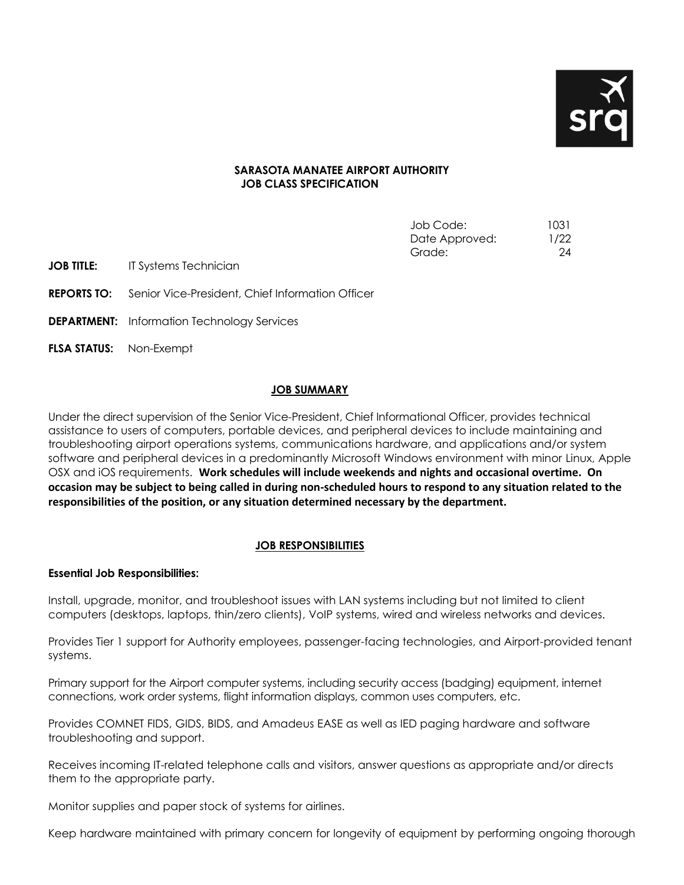**SARASOTA MANATEE AIRPORT AUTHORITY**
**JOB CLASS SPECIFICATION**

| | |
|---|---|
| Job Code: | 1031 |
| Date Approved: | 1/22 |
| Grade: | 24 |

**JOB TITLE:** IT Systems Technician

**REPORTS TO:** Senior Vice-President, Chief Information Officer

**DEPARTMENT:** Information Technology Services

**FLSA STATUS:** Non-Exempt

## JOB SUMMARY

Under the direct supervision of the Senior Vice-President, Chief Informational Officer, provides technical assistance to users of computers, portable devices, and peripheral devices to include maintaining and troubleshooting airport operations systems, communications hardware, and applications and/or system software and peripheral devices in a predominantly Microsoft Windows environment with minor Linux, Apple OSX and iOS requirements. **Work schedules will include weekends and nights and occasional overtime. On occasion may be subject to being called in during non-scheduled hours to respond to any situation related to the responsibilities of the position, or any situation determined necessary by the department.**

## JOB RESPONSIBILITIES

### Essential Job Responsibilities:

Install, upgrade, monitor, and troubleshoot issues with LAN systems including but not limited to client computers (desktops, laptops, thin/zero clients), VoIP systems, wired and wireless networks and devices.

Provides Tier 1 support for Authority employees, passenger-facing technologies, and Airport-provided tenant systems.

Primary support for the Airport computer systems, including security access (badging) equipment, internet connections, work order systems, flight information displays, common uses computers, etc.

Provides COMNET FIDS, GIDS, BIDS, and Amadeus EASE as well as IED paging hardware and software troubleshooting and support.

Receives incoming IT-related telephone calls and visitors, answer questions as appropriate and/or directs them to the appropriate party.

Monitor supplies and paper stock of systems for airlines.

Keep hardware maintained with primary concern for longevity of equipment by performing ongoing thorough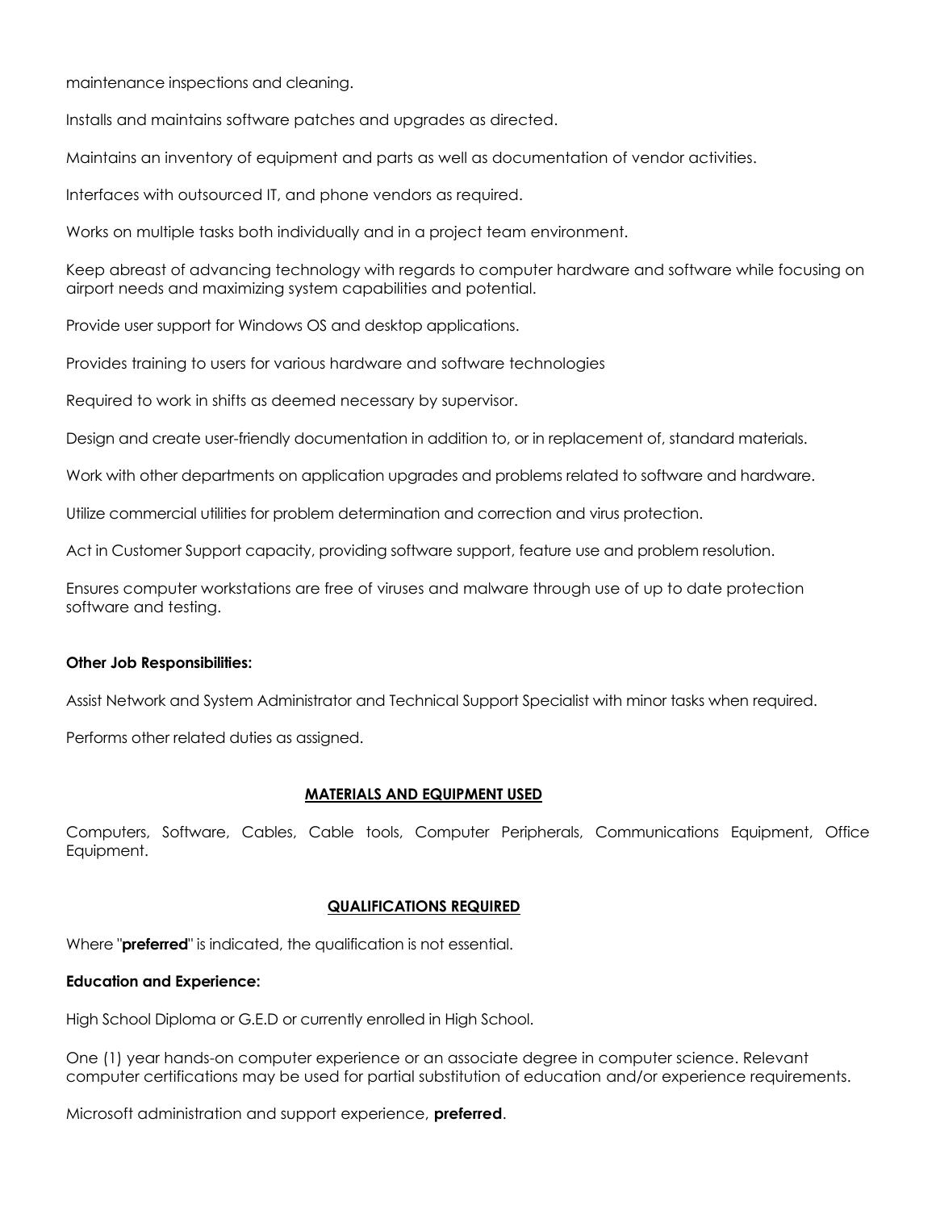maintenance inspections and cleaning.

Installs and maintains software patches and upgrades as directed.

Maintains an inventory of equipment and parts as well as documentation of vendor activities.

Interfaces with outsourced IT, and phone vendors as required.

Works on multiple tasks both individually and in a project team environment.

Keep abreast of advancing technology with regards to computer hardware and software while focusing on airport needs and maximizing system capabilities and potential.

Provide user support for Windows OS and desktop applications.

Provides training to users for various hardware and software technologies

Required to work in shifts as deemed necessary by supervisor.

Design and create user-friendly documentation in addition to, or in replacement of, standard materials.

Work with other departments on application upgrades and problems related to software and hardware.

Utilize commercial utilities for problem determination and correction and virus protection.

Act in Customer Support capacity, providing software support, feature use and problem resolution.

Ensures computer workstations are free of viruses and malware through use of up to date protection software and testing.

**Other Job Responsibilities:**

Assist Network and System Administrator and Technical Support Specialist with minor tasks when required.

Performs other related duties as assigned.

## MATERIALS AND EQUIPMENT USED

Computers, Software, Cables, Cable tools, Computer Peripherals, Communications Equipment, Office Equipment.

## QUALIFICATIONS REQUIRED

Where "**preferred**" is indicated, the qualification is not essential.

**Education and Experience:**

High School Diploma or G.E.D or currently enrolled in High School.

One (1) year hands-on computer experience or an associate degree in computer science. Relevant computer certifications may be used for partial substitution of education and/or experience requirements.

Microsoft administration and support experience, **preferred**.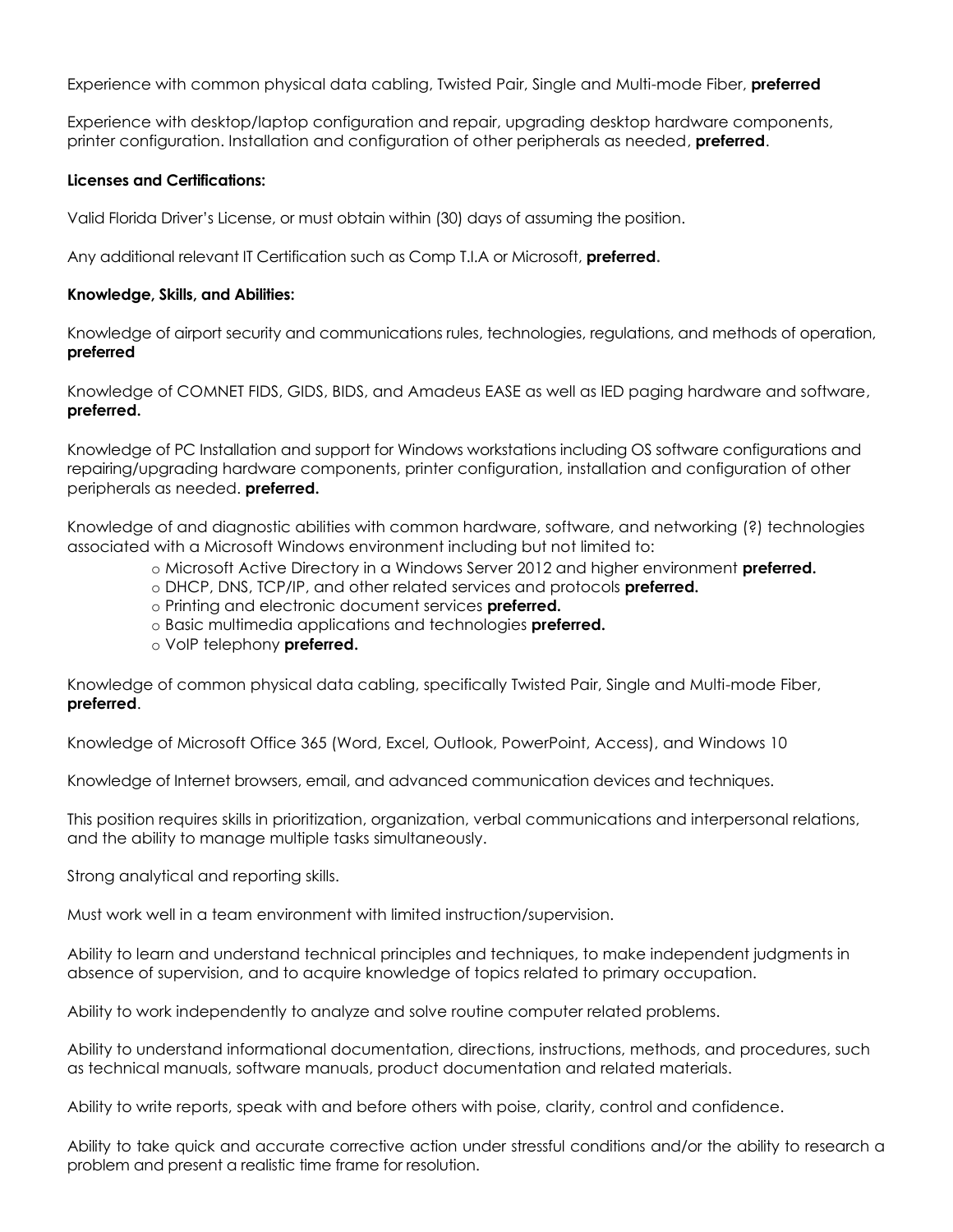Experience with common physical data cabling, Twisted Pair, Single and Multi-mode Fiber, **preferred**

Experience with desktop/laptop configuration and repair, upgrading desktop hardware components, printer configuration. Installation and configuration of other peripherals as needed, **preferred**.

**Licenses and Certifications:**

Valid Florida Driver's License, or must obtain within (30) days of assuming the position.

Any additional relevant IT Certification such as Comp T.I.A or Microsoft, **preferred.**

**Knowledge, Skills, and Abilities:**

Knowledge of airport security and communications rules, technologies, regulations, and methods of operation, **preferred**

Knowledge of COMNET FIDS, GIDS, BIDS, and Amadeus EASE as well as IED paging hardware and software, **preferred.**

Knowledge of PC Installation and support for Windows workstations including OS software configurations and repairing/upgrading hardware components, printer configuration, installation and configuration of other peripherals as needed. **preferred.**

Knowledge of and diagnostic abilities with common hardware, software, and networking (?) technologies associated with a Microsoft Windows environment including but not limited to:

- Microsoft Active Directory in a Windows Server 2012 and higher environment **preferred.**
- DHCP, DNS, TCP/IP, and other related services and protocols **preferred.**
- Printing and electronic document services **preferred.**
- Basic multimedia applications and technologies **preferred.**
- VoIP telephony **preferred.**

Knowledge of common physical data cabling, specifically Twisted Pair, Single and Multi-mode Fiber, **preferred**.

Knowledge of Microsoft Office 365 (Word, Excel, Outlook, PowerPoint, Access), and Windows 10

Knowledge of Internet browsers, email, and advanced communication devices and techniques.

This position requires skills in prioritization, organization, verbal communications and interpersonal relations, and the ability to manage multiple tasks simultaneously.

Strong analytical and reporting skills.

Must work well in a team environment with limited instruction/supervision.

Ability to learn and understand technical principles and techniques, to make independent judgments in absence of supervision, and to acquire knowledge of topics related to primary occupation.

Ability to work independently to analyze and solve routine computer related problems.

Ability to understand informational documentation, directions, instructions, methods, and procedures, such as technical manuals, software manuals, product documentation and related materials.

Ability to write reports, speak with and before others with poise, clarity, control and confidence.

Ability to take quick and accurate corrective action under stressful conditions and/or the ability to research a problem and present a realistic time frame for resolution.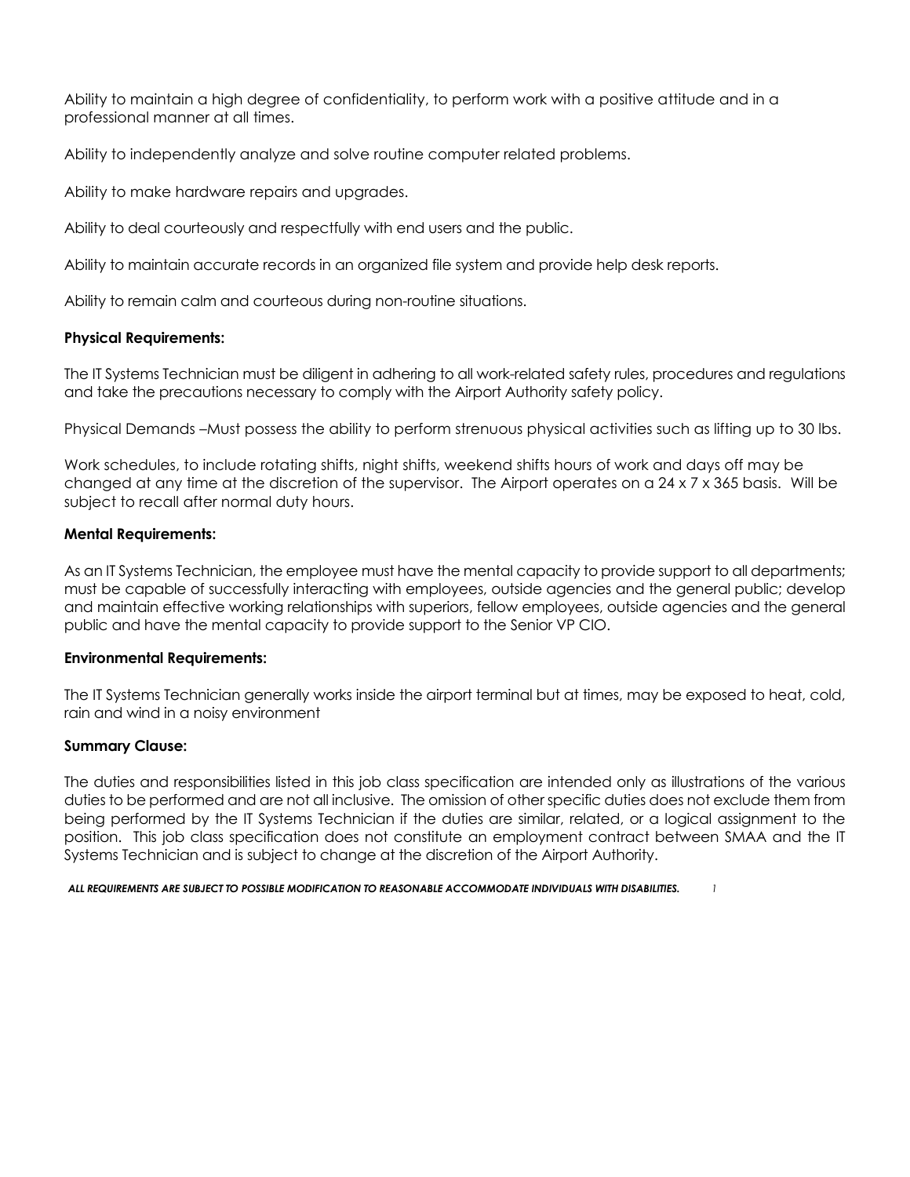Ability to maintain a high degree of confidentiality, to perform work with a positive attitude and in a professional manner at all times.

Ability to independently analyze and solve routine computer related problems.

Ability to make hardware repairs and upgrades.

Ability to deal courteously and respectfully with end users and the public.

Ability to maintain accurate records in an organized file system and provide help desk reports.

Ability to remain calm and courteous during non-routine situations.

**Physical Requirements:**

The IT Systems Technician must be diligent in adhering to all work-related safety rules, procedures and regulations and take the precautions necessary to comply with the Airport Authority safety policy.

Physical Demands –Must possess the ability to perform strenuous physical activities such as lifting up to 30 lbs.

Work schedules, to include rotating shifts, night shifts, weekend shifts hours of work and days off may be changed at any time at the discretion of the supervisor. The Airport operates on a 24 x 7 x 365 basis. Will be subject to recall after normal duty hours.

**Mental Requirements:**

As an IT Systems Technician, the employee must have the mental capacity to provide support to all departments; must be capable of successfully interacting with employees, outside agencies and the general public; develop and maintain effective working relationships with superiors, fellow employees, outside agencies and the general public and have the mental capacity to provide support to the Senior VP CIO.

**Environmental Requirements:**

The IT Systems Technician generally works inside the airport terminal but at times, may be exposed to heat, cold, rain and wind in a noisy environment

**Summary Clause:**

The duties and responsibilities listed in this job class specification are intended only as illustrations of the various duties to be performed and are not all inclusive. The omission of other specific duties does not exclude them from being performed by the IT Systems Technician if the duties are similar, related, or a logical assignment to the position. This job class specification does not constitute an employment contract between SMAA and the IT Systems Technician and is subject to change at the discretion of the Airport Authority.

***ALL REQUIREMENTS ARE SUBJECT TO POSSIBLE MODIFICATION TO REASONABLE ACCOMMODATE INDIVIDUALS WITH DISABILITIES.***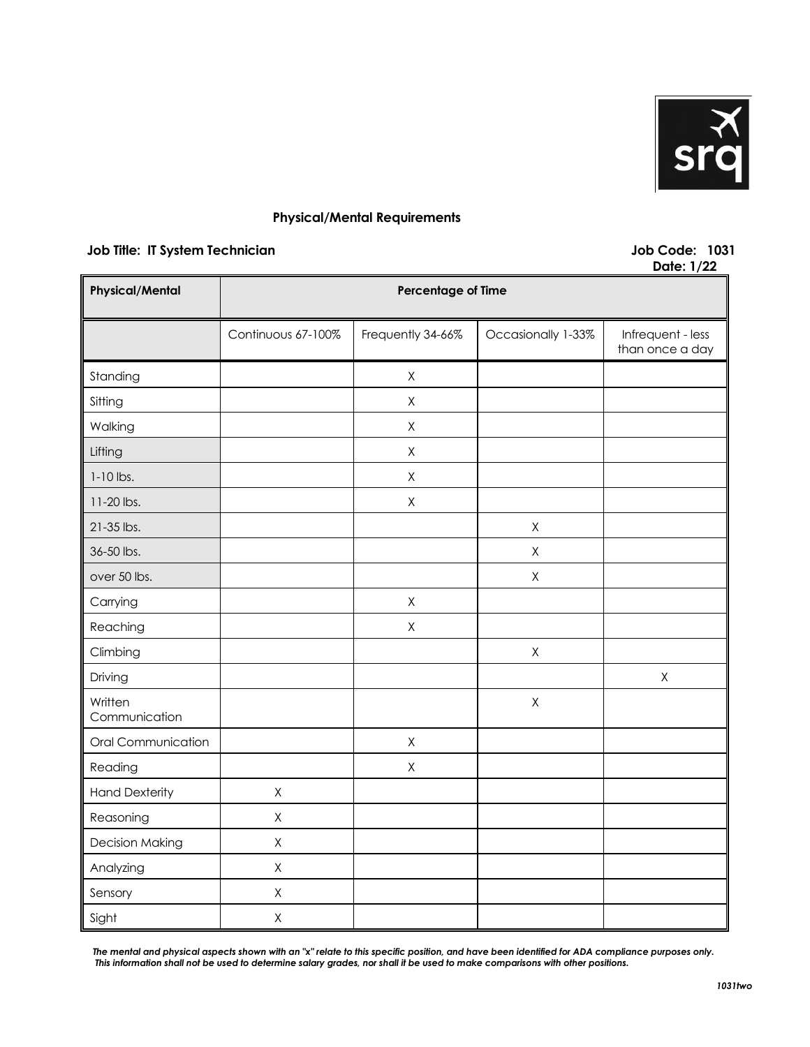## Physical/Mental Requirements

**Job Title: IT System Technician** **Job Code: 1031**
**Date: 1/22**

| Physical/Mental | Percentage of Time | | | |
|---|---|---|---|---|
| | Continuous 67-100% | Frequently 34-66% | Occasionally 1-33% | Infrequent - less than once a day |
| Standing | | X | | |
| Sitting | | X | | |
| Walking | | X | | |
| Lifting | | X | | |
| 1-10 lbs. | | X | | |
| 11-20 lbs. | | X | | |
| 21-35 lbs. | | | X | |
| 36-50 lbs. | | | X | |
| over 50 lbs. | | | X | |
| Carrying | | X | | |
| Reaching | | X | | |
| Climbing | | | X | |
| Driving | | | | X |
| Written Communication | | | X | |
| Oral Communication | | X | | |
| Reading | | X | | |
| Hand Dexterity | X | | | |
| Reasoning | X | | | |
| Decision Making | X | | | |
| Analyzing | X | | | |
| Sensory | X | | | |
| Sight | X | | | |

***The mental and physical aspects shown with an "x" relate to this specific position, and have been identified for ADA compliance purposes only. This information shall not be used to determine salary grades, nor shall it be used to make comparisons with other positions.***

***1031two***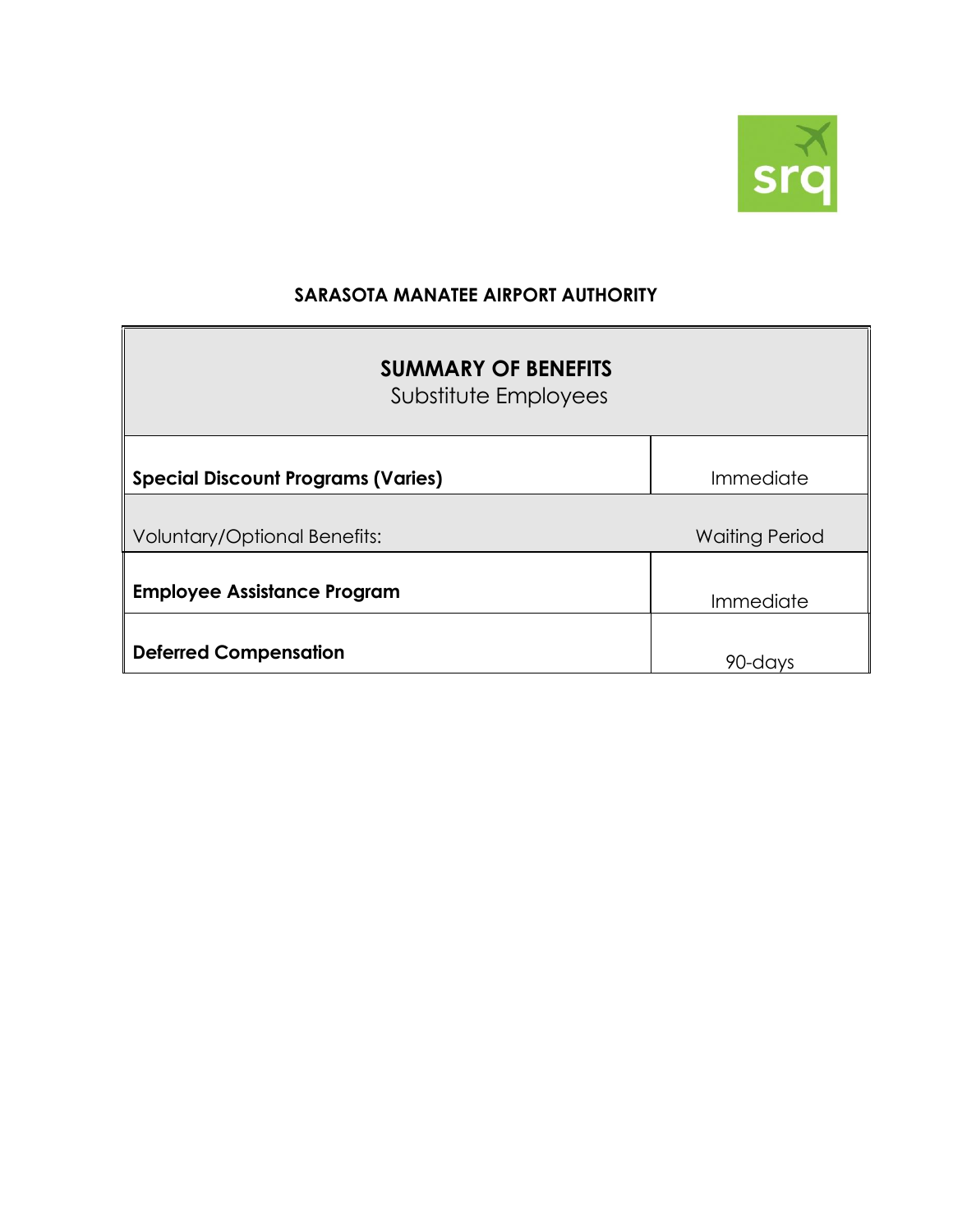**SARASOTA MANATEE AIRPORT AUTHORITY**

| **SUMMARY OF BENEFITS**<br>Substitute Employees | |
|---|---|
| **Special Discount Programs (Varies)** | Immediate |
| Voluntary/Optional Benefits: | Waiting Period |
| **Employee Assistance Program** | Immediate |
| **Deferred Compensation** | 90-days |